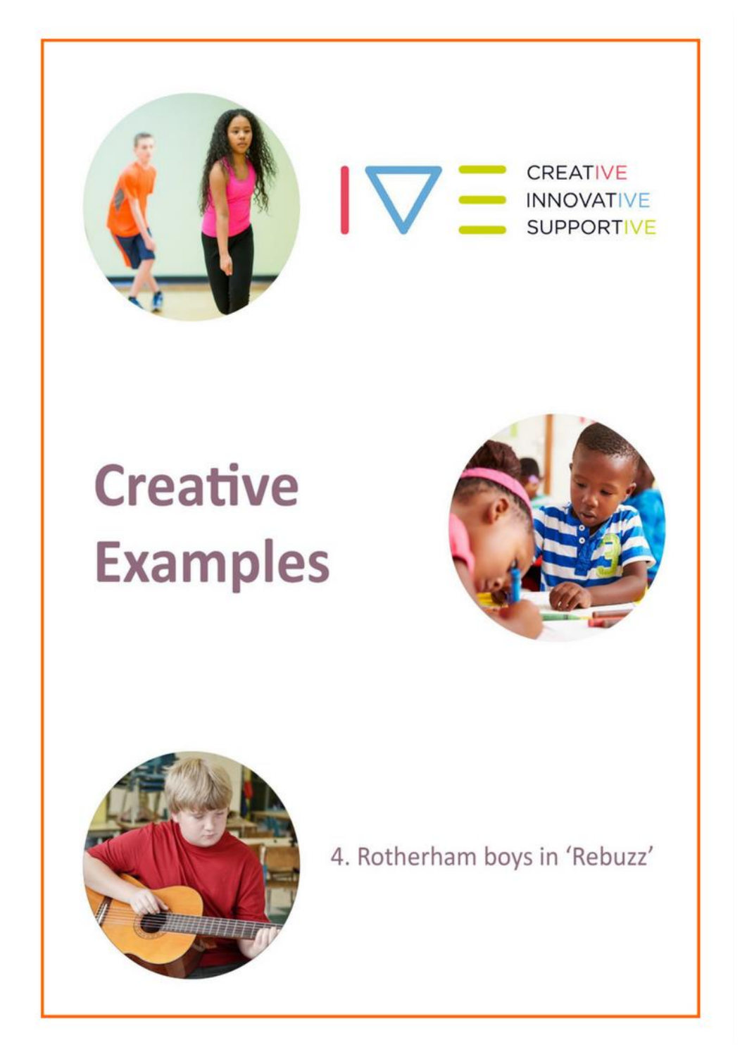CREATIVE
INNOVATIVE
SUPPORTIVE

# Creative Examples

4. Rotherham boys in 'Rebuzz'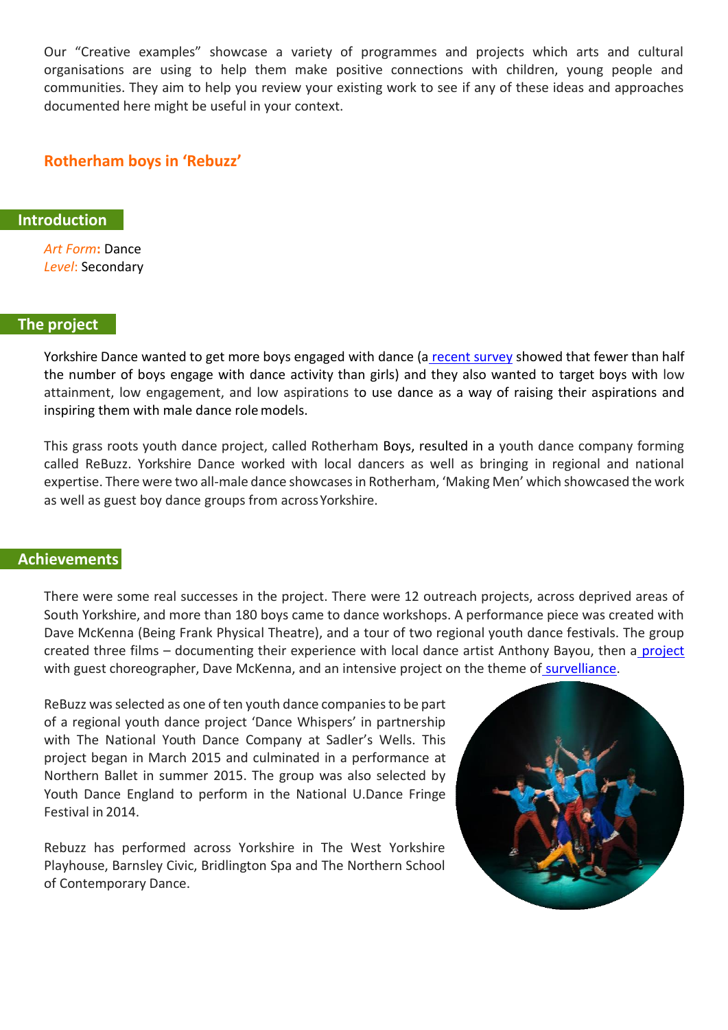Our "Creative examples" showcase a variety of programmes and projects which arts and cultural organisations are using to help them make positive connections with children, young people and communities. They aim to help you review your existing work to see if any of these ideas and approaches documented here might be useful in your context.

## Rotherham boys in 'Rebuzz'

### Introduction

*Art Form*: Dance
*Level*: Secondary

### The project

Yorkshire Dance wanted to get more boys engaged with dance (a recent survey showed that fewer than half the number of boys engage with dance activity than girls) and they also wanted to target boys with low attainment, low engagement, and low aspirations to use dance as a way of raising their aspirations and inspiring them with male dance role models.

This grass roots youth dance project, called Rotherham Boys, resulted in a youth dance company forming called ReBuzz. Yorkshire Dance worked with local dancers as well as bringing in regional and national expertise. There were two all-male dance showcases in Rotherham, 'Making Men' which showcased the work as well as guest boy dance groups from across Yorkshire.

### Achievements

There were some real successes in the project. There were 12 outreach projects, across deprived areas of South Yorkshire, and more than 180 boys came to dance workshops. A performance piece was created with Dave McKenna (Being Frank Physical Theatre), and a tour of two regional youth dance festivals. The group created three films – documenting their experience with local dance artist Anthony Bayou, then a project with guest choreographer, Dave McKenna, and an intensive project on the theme of surveilliance.

ReBuzz was selected as one of ten youth dance companies to be part of a regional youth dance project 'Dance Whispers' in partnership with The National Youth Dance Company at Sadler's Wells. This project began in March 2015 and culminated in a performance at Northern Ballet in summer 2015. The group was also selected by Youth Dance England to perform in the National U.Dance Fringe Festival in 2014.

Rebuzz has performed across Yorkshire in The West Yorkshire Playhouse, Barnsley Civic, Bridlington Spa and The Northern School of Contemporary Dance.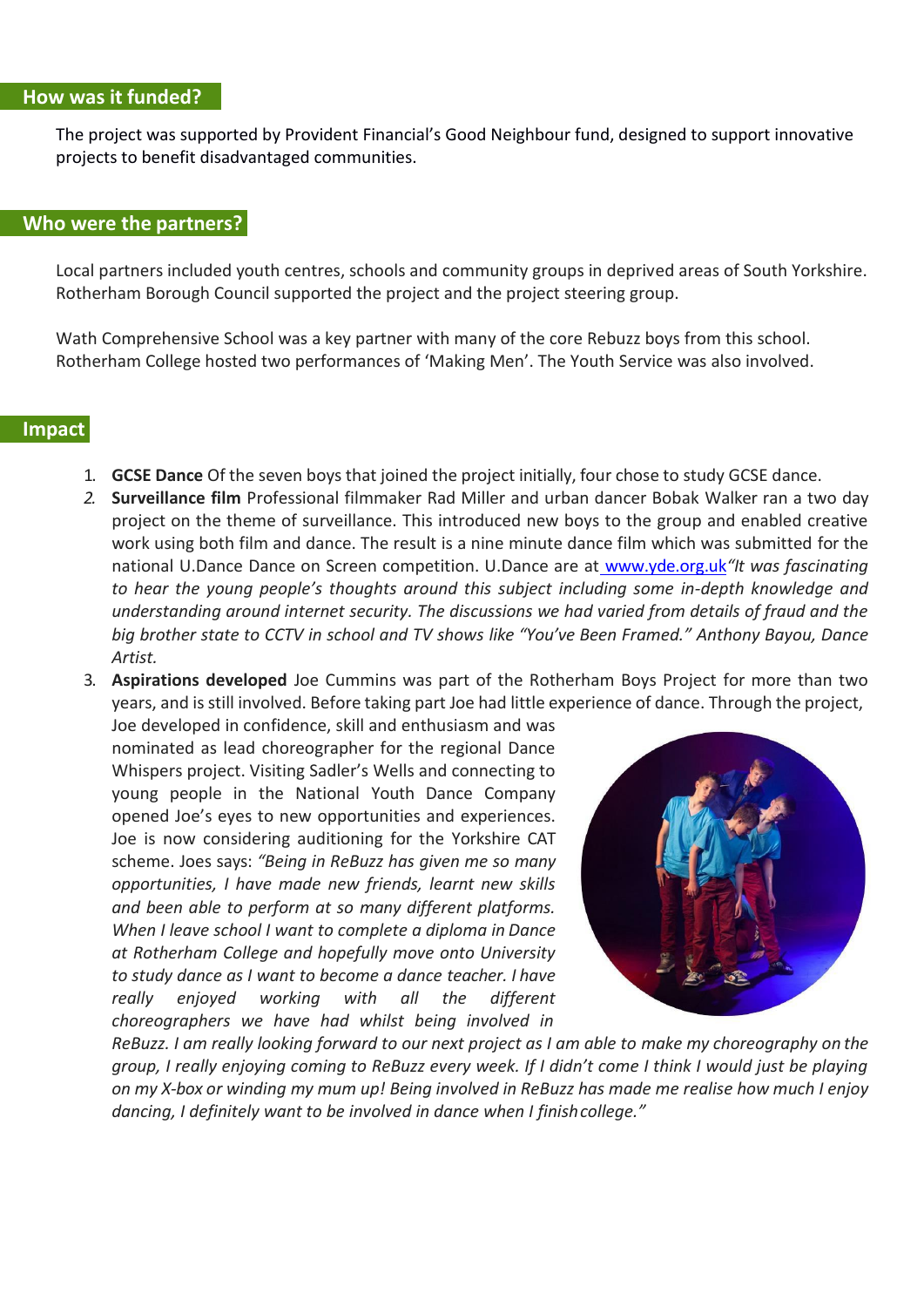## How was it funded?

The project was supported by Provident Financial's Good Neighbour fund, designed to support innovative projects to benefit disadvantaged communities.

## Who were the partners?

Local partners included youth centres, schools and community groups in deprived areas of South Yorkshire. Rotherham Borough Council supported the project and the project steering group.

Wath Comprehensive School was a key partner with many of the core Rebuzz boys from this school. Rotherham College hosted two performances of 'Making Men'. The Youth Service was also involved.

## Impact

1. **GCSE Dance** Of the seven boys that joined the project initially, four chose to study GCSE dance.
2. **Surveillance film** Professional filmmaker Rad Miller and urban dancer Bobak Walker ran a two day project on the theme of surveillance. This introduced new boys to the group and enabled creative work using both film and dance. The result is a nine minute dance film which was submitted for the national U.Dance on Screen competition. U.Dance are at www.yde.org.uk *"It was fascinating to hear the young people's thoughts around this subject including some in-depth knowledge and understanding around internet security. The discussions we had varied from details of fraud and the big brother state to CCTV in school and TV shows like "You've Been Framed." Anthony Bayou, Dance Artist.*
3. **Aspirations developed** Joe Cummins was part of the Rotherham Boys Project for more than two years, and is still involved. Before taking part Joe had little experience of dance. Through the project, Joe developed in confidence, skill and enthusiasm and was nominated as lead choreographer for the regional Dance Whispers project. Visiting Sadler's Wells and connecting to young people in the National Youth Dance Company opened Joe's eyes to new opportunities and experiences. Joe is now considering auditioning for the Yorkshire CAT scheme. Joes says: *"Being in ReBuzz has given me so many opportunities, I have made new friends, learnt new skills and been able to perform at so many different platforms. When I leave school I want to complete a diploma in Dance at Rotherham College and hopefully move onto University to study dance as I want to become a dance teacher. I have really enjoyed working with all the different choreographers we have had whilst being involved in ReBuzz. I am really looking forward to our next project as I am able to make my choreography on the group, I really enjoying coming to ReBuzz every week. If I didn't come I think I would just be playing on my X-box or winding my mum up! Being involved in ReBuzz has made me realise how much I enjoy dancing, I definitely want to be involved in dance when I finish college."*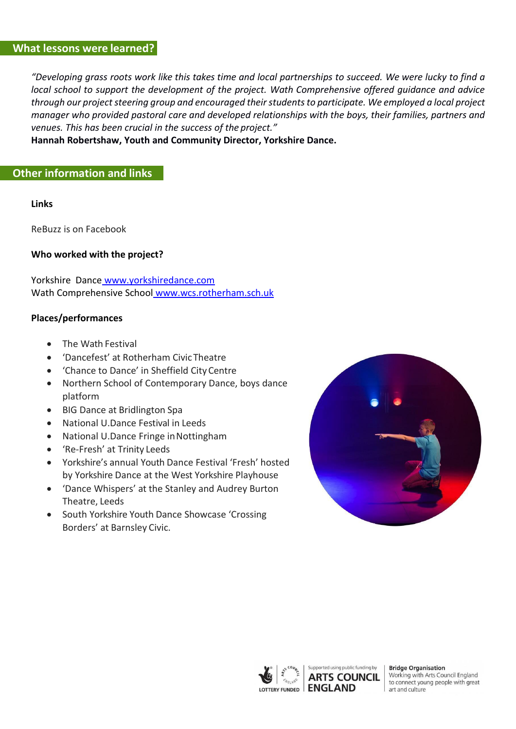## What lessons were learned?

*"Developing grass roots work like this takes time and local partnerships to succeed. We were lucky to find a local school to support the development of the project. Wath Comprehensive offered guidance and advice through our project steering group and encouraged their students to participate. We employed a local project manager who provided pastoral care and developed relationships with the boys, their families, partners and venues. This has been crucial in the success of the project."*

**Hannah Robertshaw, Youth and Community Director, Yorkshire Dance.**

## Other information and links

**Links**

ReBuzz is on Facebook

**Who worked with the project?**

Yorkshire Dance www.yorkshiredance.com
Wath Comprehensive School www.wcs.rotherham.sch.uk

**Places/performances**

- The Wath Festival
- 'Dancefest' at Rotherham Civic Theatre
- 'Chance to Dance' in Sheffield City Centre
- Northern School of Contemporary Dance, boys dance platform
- BIG Dance at Bridlington Spa
- National U.Dance Festival in Leeds
- National U.Dance Fringe in Nottingham
- 'Re-Fresh' at Trinity Leeds
- Yorkshire's annual Youth Dance Festival 'Fresh' hosted by Yorkshire Dance at the West Yorkshire Playhouse
- 'Dance Whispers' at the Stanley and Audrey Burton Theatre, Leeds
- South Yorkshire Youth Dance Showcase 'Crossing Borders' at Barnsley Civic.

LOTTERY FUNDED | Supported using public funding by ARTS COUNCIL ENGLAND | **Bridge Organisation** Working with Arts Council England to connect young people with great art and culture